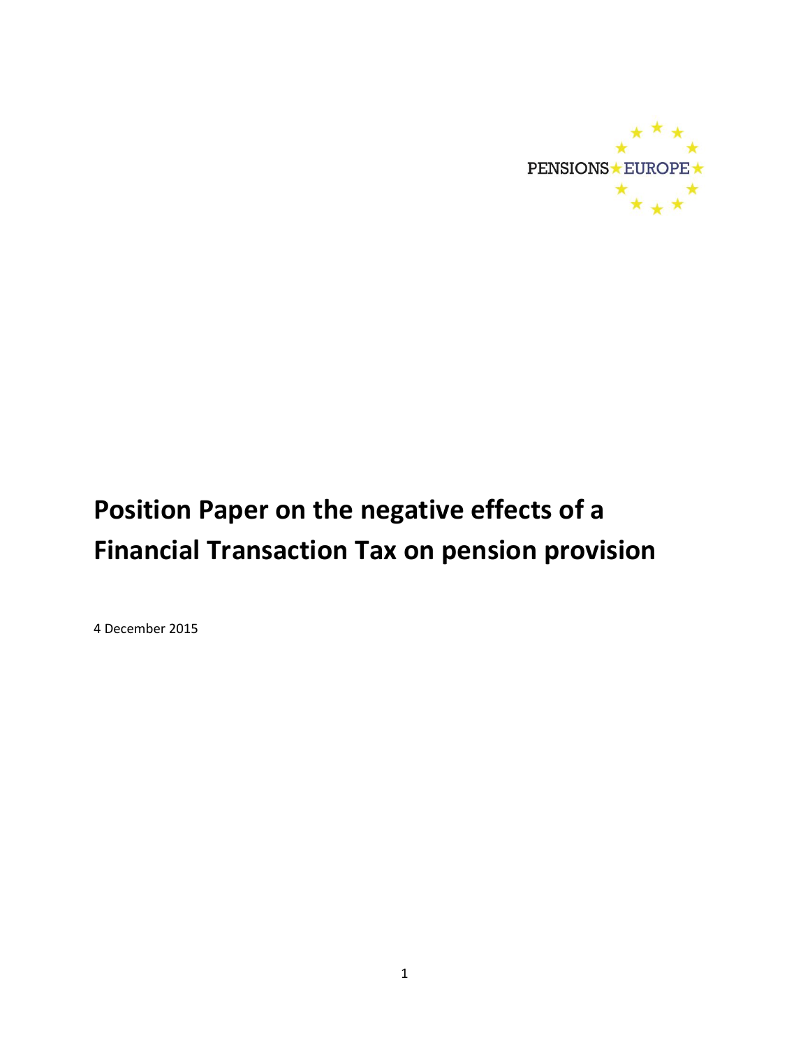PENSIONS EUROPE

# Position Paper on the negative effects of a Financial Transaction Tax on pension provision

4 December 2015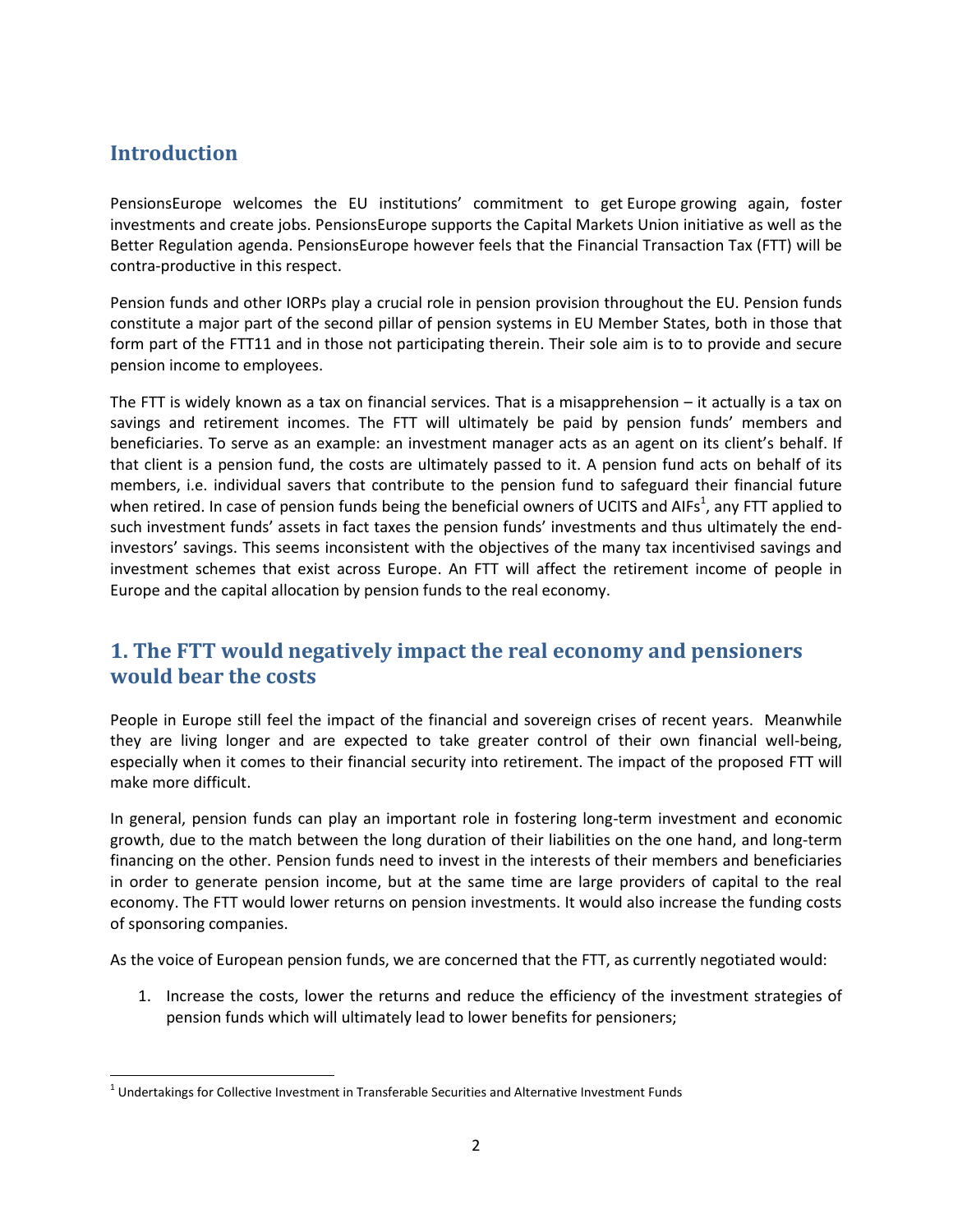## Introduction

PensionsEurope welcomes the EU institutions' commitment to get Europe growing again, foster investments and create jobs. PensionsEurope supports the Capital Markets Union initiative as well as the Better Regulation agenda. PensionsEurope however feels that the Financial Transaction Tax (FTT) will be contra-productive in this respect.

Pension funds and other IORPs play a crucial role in pension provision throughout the EU. Pension funds constitute a major part of the second pillar of pension systems in EU Member States, both in those that form part of the FTT11 and in those not participating therein. Their sole aim is to to provide and secure pension income to employees.

The FTT is widely known as a tax on financial services. That is a misapprehension – it actually is a tax on savings and retirement incomes. The FTT will ultimately be paid by pension funds' members and beneficiaries. To serve as an example: an investment manager acts as an agent on its client's behalf. If that client is a pension fund, the costs are ultimately passed to it. A pension fund acts on behalf of its members, i.e. individual savers that contribute to the pension fund to safeguard their financial future when retired. In case of pension funds being the beneficial owners of UCITS and AIFs[1], any FTT applied to such investment funds' assets in fact taxes the pension funds' investments and thus ultimately the end-investors' savings. This seems inconsistent with the objectives of the many tax incentivised savings and investment schemes that exist across Europe. An FTT will affect the retirement income of people in Europe and the capital allocation by pension funds to the real economy.

## 1. The FTT would negatively impact the real economy and pensioners would bear the costs

People in Europe still feel the impact of the financial and sovereign crises of recent years. Meanwhile they are living longer and are expected to take greater control of their own financial well-being, especially when it comes to their financial security into retirement. The impact of the proposed FTT will make more difficult.

In general, pension funds can play an important role in fostering long-term investment and economic growth, due to the match between the long duration of their liabilities on the one hand, and long-term financing on the other. Pension funds need to invest in the interests of their members and beneficiaries in order to generate pension income, but at the same time are large providers of capital to the real economy. The FTT would lower returns on pension investments. It would also increase the funding costs of sponsoring companies.

As the voice of European pension funds, we are concerned that the FTT, as currently negotiated would:

1. Increase the costs, lower the returns and reduce the efficiency of the investment strategies of pension funds which will ultimately lead to lower benefits for pensioners;

[1] Undertakings for Collective Investment in Transferable Securities and Alternative Investment Funds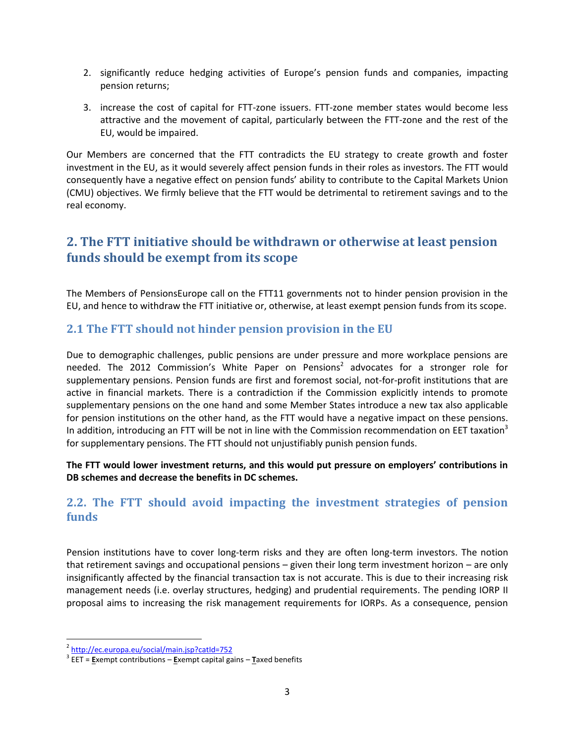2. significantly reduce hedging activities of Europe's pension funds and companies, impacting pension returns;

3. increase the cost of capital for FTT-zone issuers. FTT-zone member states would become less attractive and the movement of capital, particularly between the FTT-zone and the rest of the EU, would be impaired.

Our Members are concerned that the FTT contradicts the EU strategy to create growth and foster investment in the EU, as it would severely affect pension funds in their roles as investors. The FTT would consequently have a negative effect on pension funds' ability to contribute to the Capital Markets Union (CMU) objectives. We firmly believe that the FTT would be detrimental to retirement savings and to the real economy.

## 2. The FTT initiative should be withdrawn or otherwise at least pension funds should be exempt from its scope

The Members of PensionsEurope call on the FTT11 governments not to hinder pension provision in the EU, and hence to withdraw the FTT initiative or, otherwise, at least exempt pension funds from its scope.

### 2.1 The FTT should not hinder pension provision in the EU

Due to demographic challenges, public pensions are under pressure and more workplace pensions are needed. The 2012 Commission's White Paper on Pensions[2] advocates for a stronger role for supplementary pensions. Pension funds are first and foremost social, not-for-profit institutions that are active in financial markets. There is a contradiction if the Commission explicitly intends to promote supplementary pensions on the one hand and some Member States introduce a new tax also applicable for pension institutions on the other hand, as the FTT would have a negative impact on these pensions. In addition, introducing an FTT will be not in line with the Commission recommendation on EET taxation[3] for supplementary pensions. The FTT should not unjustifiably punish pension funds.

**The FTT would lower investment returns, and this would put pressure on employers' contributions in DB schemes and decrease the benefits in DC schemes.**

### 2.2. The FTT should avoid impacting the investment strategies of pension funds

Pension institutions have to cover long-term risks and they are often long-term investors. The notion that retirement savings and occupational pensions – given their long term investment horizon – are only insignificantly affected by the financial transaction tax is not accurate. This is due to their increasing risk management needs (i.e. overlay structures, hedging) and prudential requirements. The pending IORP II proposal aims to increasing the risk management requirements for IORPs. As a consequence, pension

---

[2] http://ec.europa.eu/social/main.jsp?catId=752

[3] EET = **E**xempt contributions – **E**xempt capital gains – **T**axed benefits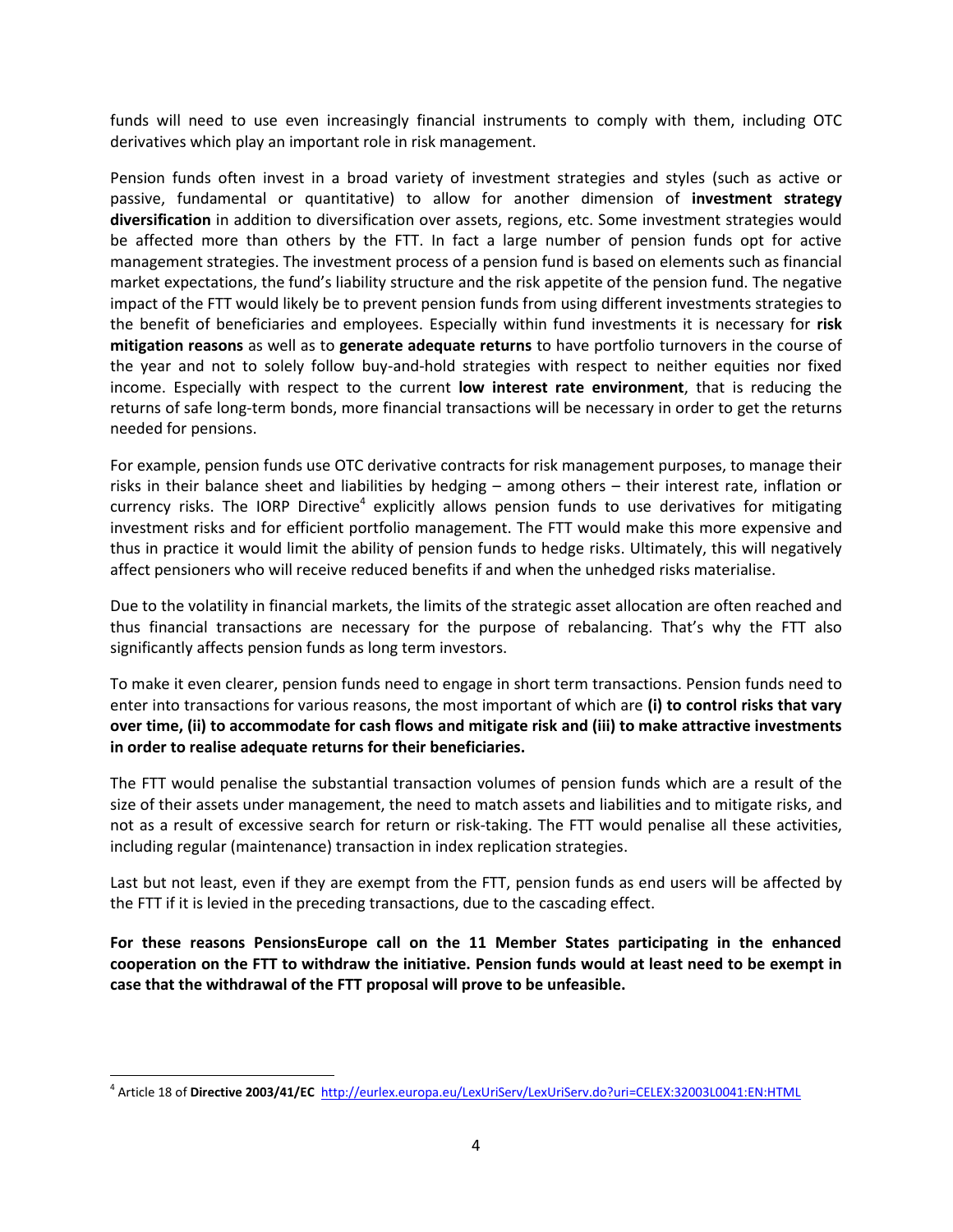funds will need to use even increasingly financial instruments to comply with them, including OTC derivatives which play an important role in risk management.

Pension funds often invest in a broad variety of investment strategies and styles (such as active or passive, fundamental or quantitative) to allow for another dimension of **investment strategy diversification** in addition to diversification over assets, regions, etc. Some investment strategies would be affected more than others by the FTT. In fact a large number of pension funds opt for active management strategies. The investment process of a pension fund is based on elements such as financial market expectations, the fund's liability structure and the risk appetite of the pension fund. The negative impact of the FTT would likely be to prevent pension funds from using different investments strategies to the benefit of beneficiaries and employees. Especially within fund investments it is necessary for **risk mitigation reasons** as well as to **generate adequate returns** to have portfolio turnovers in the course of the year and not to solely follow buy-and-hold strategies with respect to neither equities nor fixed income. Especially with respect to the current **low interest rate environment**, that is reducing the returns of safe long-term bonds, more financial transactions will be necessary in order to get the returns needed for pensions.

For example, pension funds use OTC derivative contracts for risk management purposes, to manage their risks in their balance sheet and liabilities by hedging – among others – their interest rate, inflation or currency risks. The IORP Directive[4] explicitly allows pension funds to use derivatives for mitigating investment risks and for efficient portfolio management. The FTT would make this more expensive and thus in practice it would limit the ability of pension funds to hedge risks. Ultimately, this will negatively affect pensioners who will receive reduced benefits if and when the unhedged risks materialise.

Due to the volatility in financial markets, the limits of the strategic asset allocation are often reached and thus financial transactions are necessary for the purpose of rebalancing. That's why the FTT also significantly affects pension funds as long term investors.

To make it even clearer, pension funds need to engage in short term transactions. Pension funds need to enter into transactions for various reasons, the most important of which are **(i) to control risks that vary over time, (ii) to accommodate for cash flows and mitigate risk and (iii) to make attractive investments in order to realise adequate returns for their beneficiaries.**

The FTT would penalise the substantial transaction volumes of pension funds which are a result of the size of their assets under management, the need to match assets and liabilities and to mitigate risks, and not as a result of excessive search for return or risk-taking. The FTT would penalise all these activities, including regular (maintenance) transaction in index replication strategies.

Last but not least, even if they are exempt from the FTT, pension funds as end users will be affected by the FTT if it is levied in the preceding transactions, due to the cascading effect.

**For these reasons PensionsEurope call on the 11 Member States participating in the enhanced cooperation on the FTT to withdraw the initiative. Pension funds would at least need to be exempt in case that the withdrawal of the FTT proposal will prove to be unfeasible.**

---

[4] Article 18 of **Directive 2003/41/EC** http://eurlex.europa.eu/LexUriServ/LexUriServ.do?uri=CELEX:32003L0041:EN:HTML